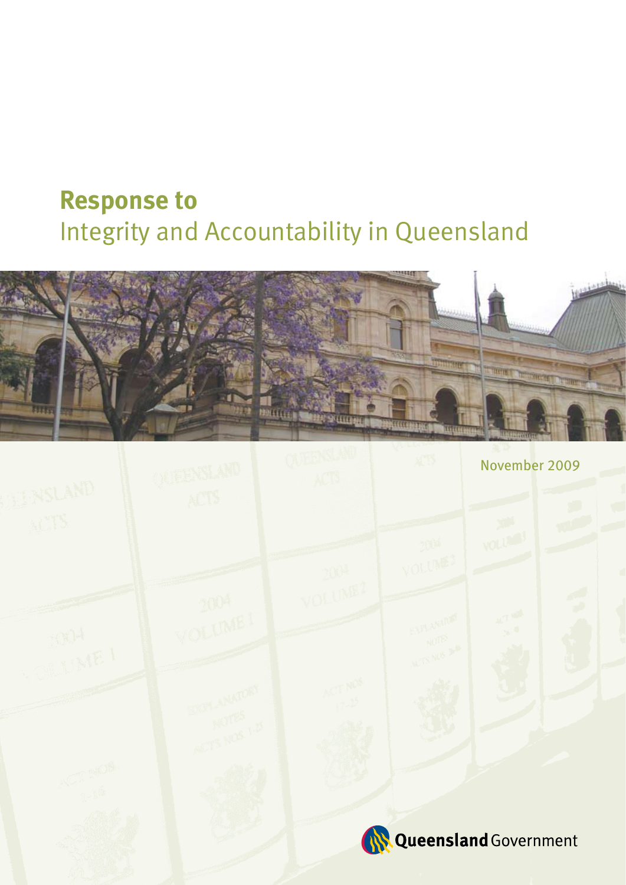# Response to
## Integrity and Accountability in Queensland

November 2009

Queensland Government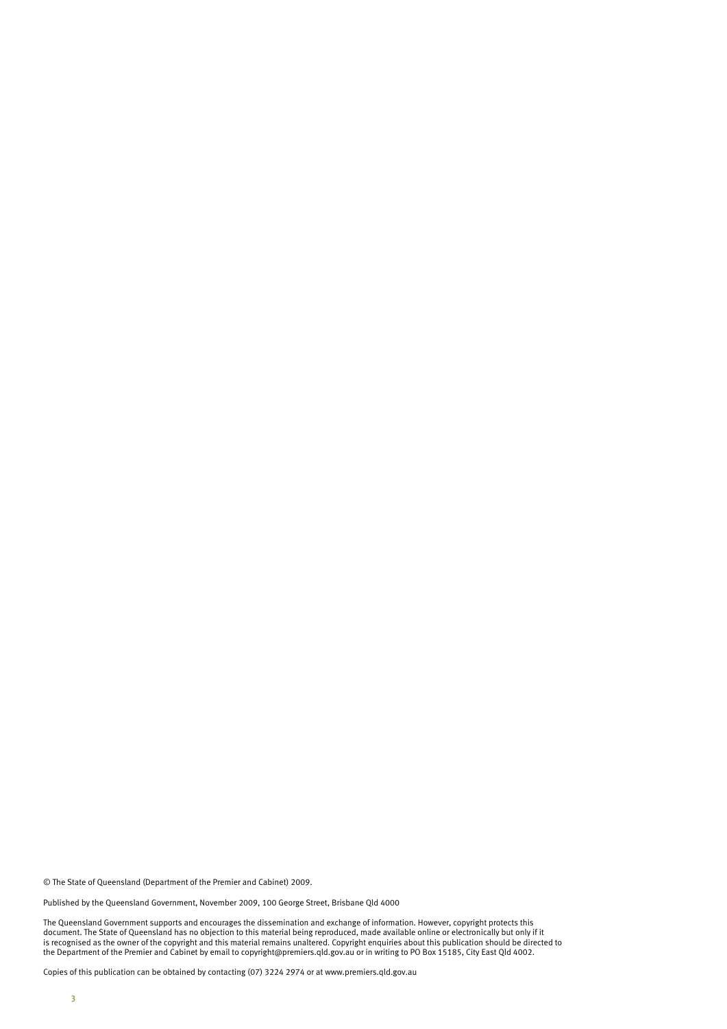© The State of Queensland (Department of the Premier and Cabinet) 2009.

Published by the Queensland Government, November 2009, 100 George Street, Brisbane Qld 4000

The Queensland Government supports and encourages the dissemination and exchange of information. However, copyright protects this document. The State of Queensland has no objection to this material being reproduced, made available online or electronically but only if it is recognised as the owner of the copyright and this material remains unaltered. Copyright enquiries about this publication should be directed to the Department of the Premier and Cabinet by email to copyright@premiers.qld.gov.au or in writing to PO Box 15185, City East Qld 4002.

Copies of this publication can be obtained by contacting (07) 3224 2974 or at www.premiers.qld.gov.au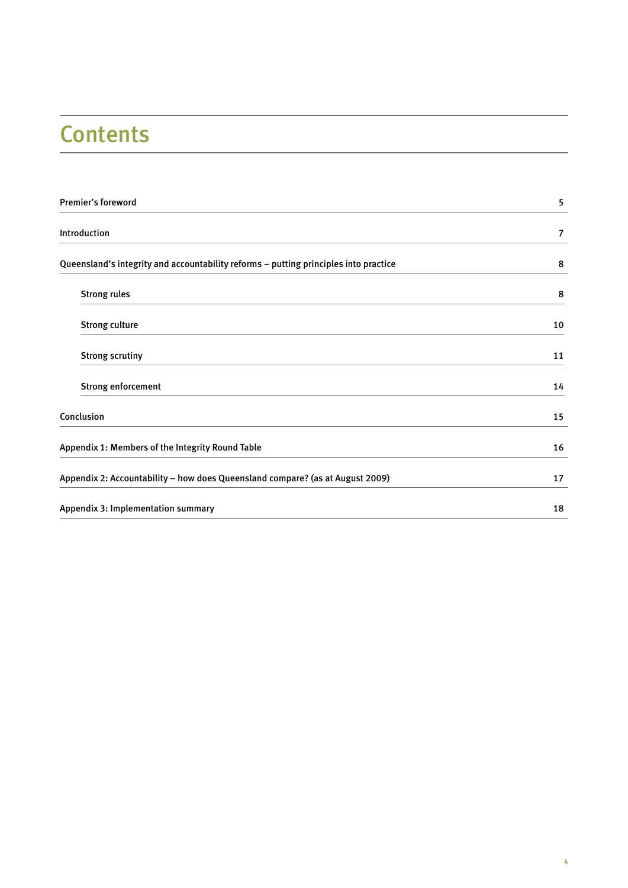# Contents

| | |
|---|---|
| Premier's foreword | 5 |
| Introduction | 7 |
| Queensland's integrity and accountability reforms – putting principles into practice | 8 |
| Strong rules | 8 |
| Strong culture | 10 |
| Strong scrutiny | 11 |
| Strong enforcement | 14 |
| Conclusion | 15 |
| Appendix 1: Members of the Integrity Round Table | 16 |
| Appendix 2: Accountability – how does Queensland compare? (as at August 2009) | 17 |
| Appendix 3: Implementation summary | 18 |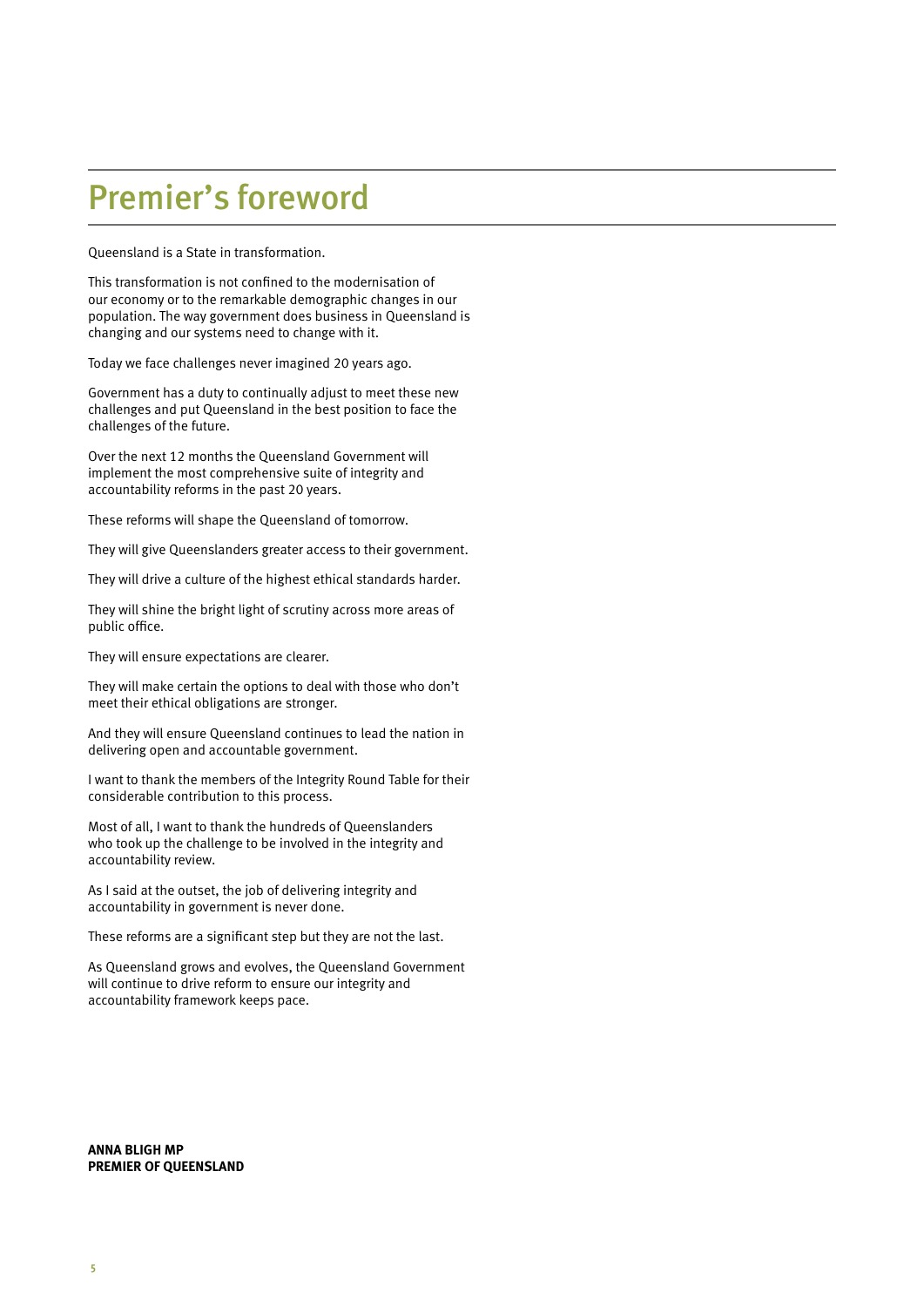# Premier's foreword

Queensland is a State in transformation.

This transformation is not confined to the modernisation of our economy or to the remarkable demographic changes in our population. The way government does business in Queensland is changing and our systems need to change with it.

Today we face challenges never imagined 20 years ago.

Government has a duty to continually adjust to meet these new challenges and put Queensland in the best position to face the challenges of the future.

Over the next 12 months the Queensland Government will implement the most comprehensive suite of integrity and accountability reforms in the past 20 years.

These reforms will shape the Queensland of tomorrow.

They will give Queenslanders greater access to their government.

They will drive a culture of the highest ethical standards harder.

They will shine the bright light of scrutiny across more areas of public office.

They will ensure expectations are clearer.

They will make certain the options to deal with those who don't meet their ethical obligations are stronger.

And they will ensure Queensland continues to lead the nation in delivering open and accountable government.

I want to thank the members of the Integrity Round Table for their considerable contribution to this process.

Most of all, I want to thank the hundreds of Queenslanders who took up the challenge to be involved in the integrity and accountability review.

As I said at the outset, the job of delivering integrity and accountability in government is never done.

These reforms are a significant step but they are not the last.

As Queensland grows and evolves, the Queensland Government will continue to drive reform to ensure our integrity and accountability framework keeps pace.

**ANNA BLIGH MP**
**PREMIER OF QUEENSLAND**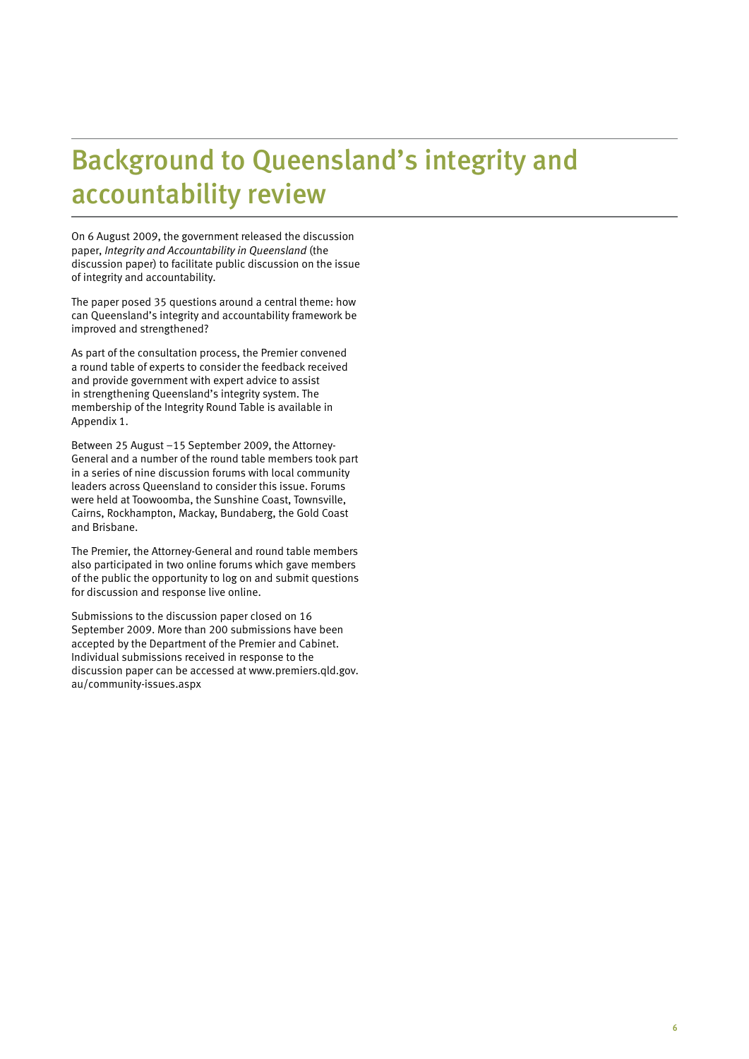# Background to Queensland's integrity and accountability review

On 6 August 2009, the government released the discussion paper, *Integrity and Accountability in Queensland* (the discussion paper) to facilitate public discussion on the issue of integrity and accountability.

The paper posed 35 questions around a central theme: how can Queensland's integrity and accountability framework be improved and strengthened?

As part of the consultation process, the Premier convened a round table of experts to consider the feedback received and provide government with expert advice to assist in strengthening Queensland's integrity system. The membership of the Integrity Round Table is available in Appendix 1.

Between 25 August –15 September 2009, the Attorney-General and a number of the round table members took part in a series of nine discussion forums with local community leaders across Queensland to consider this issue. Forums were held at Toowoomba, the Sunshine Coast, Townsville, Cairns, Rockhampton, Mackay, Bundaberg, the Gold Coast and Brisbane.

The Premier, the Attorney-General and round table members also participated in two online forums which gave members of the public the opportunity to log on and submit questions for discussion and response live online.

Submissions to the discussion paper closed on 16 September 2009. More than 200 submissions have been accepted by the Department of the Premier and Cabinet. Individual submissions received in response to the discussion paper can be accessed at www.premiers.qld.gov.au/community-issues.aspx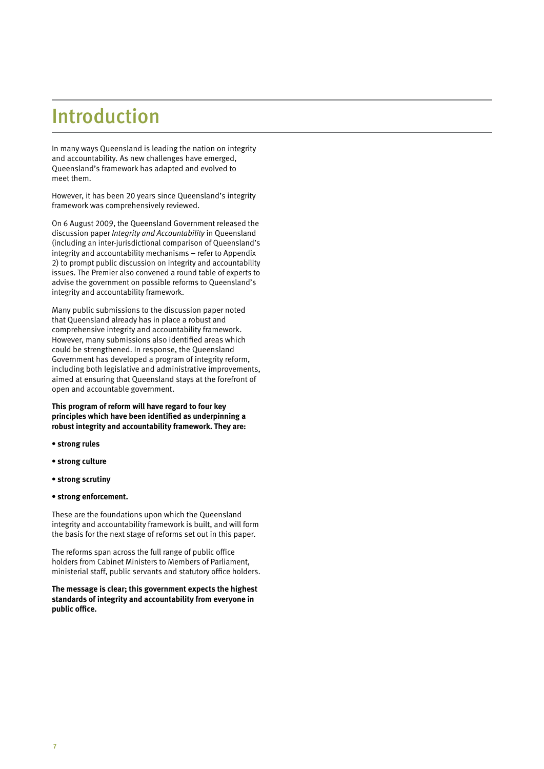# Introduction

In many ways Queensland is leading the nation on integrity and accountability. As new challenges have emerged, Queensland's framework has adapted and evolved to meet them.

However, it has been 20 years since Queensland's integrity framework was comprehensively reviewed.

On 6 August 2009, the Queensland Government released the discussion paper *Integrity and Accountability* in Queensland (including an inter-jurisdictional comparison of Queensland's integrity and accountability mechanisms – refer to Appendix 2) to prompt public discussion on integrity and accountability issues. The Premier also convened a round table of experts to advise the government on possible reforms to Queensland's integrity and accountability framework.

Many public submissions to the discussion paper noted that Queensland already has in place a robust and comprehensive integrity and accountability framework. However, many submissions also identified areas which could be strengthened. In response, the Queensland Government has developed a program of integrity reform, including both legislative and administrative improvements, aimed at ensuring that Queensland stays at the forefront of open and accountable government.

**This program of reform will have regard to four key principles which have been identified as underpinning a robust integrity and accountability framework. They are:**

- **strong rules**
- **strong culture**
- **strong scrutiny**
- **strong enforcement.**

These are the foundations upon which the Queensland integrity and accountability framework is built, and will form the basis for the next stage of reforms set out in this paper.

The reforms span across the full range of public office holders from Cabinet Ministers to Members of Parliament, ministerial staff, public servants and statutory office holders.

**The message is clear; this government expects the highest standards of integrity and accountability from everyone in public office.**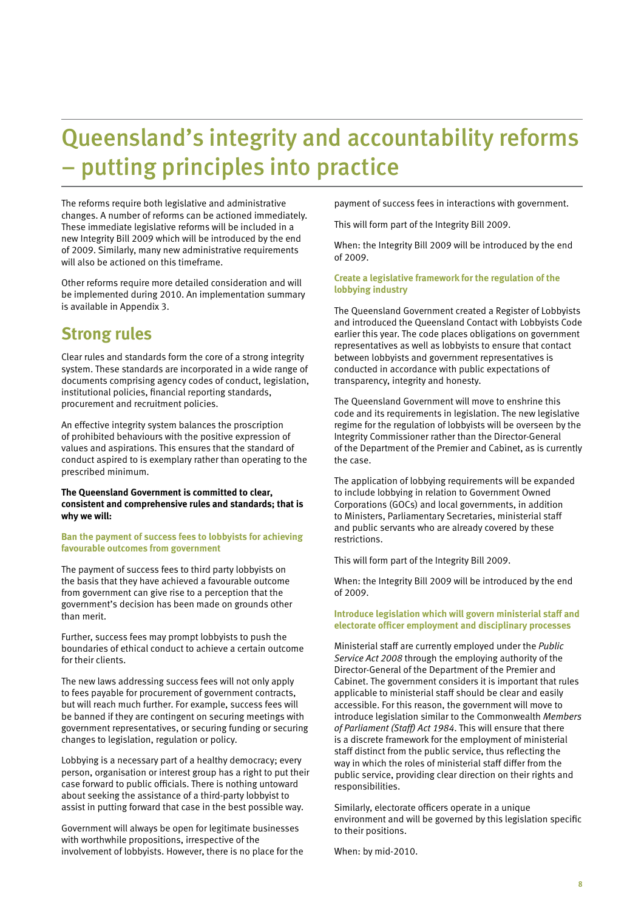# Queensland's integrity and accountability reforms – putting principles into practice

The reforms require both legislative and administrative changes. A number of reforms can be actioned immediately. These immediate legislative reforms will be included in a new Integrity Bill 2009 which will be introduced by the end of 2009. Similarly, many new administrative requirements will also be actioned on this timeframe.

Other reforms require more detailed consideration and will be implemented during 2010. An implementation summary is available in Appendix 3.

## Strong rules

Clear rules and standards form the core of a strong integrity system. These standards are incorporated in a wide range of documents comprising agency codes of conduct, legislation, institutional policies, financial reporting standards, procurement and recruitment policies.

An effective integrity system balances the proscription of prohibited behaviours with the positive expression of values and aspirations. This ensures that the standard of conduct aspired to is exemplary rather than operating to the prescribed minimum.

**The Queensland Government is committed to clear, consistent and comprehensive rules and standards; that is why we will:**

### Ban the payment of success fees to lobbyists for achieving favourable outcomes from government

The payment of success fees to third party lobbyists on the basis that they have achieved a favourable outcome from government can give rise to a perception that the government's decision has been made on grounds other than merit.

Further, success fees may prompt lobbyists to push the boundaries of ethical conduct to achieve a certain outcome for their clients.

The new laws addressing success fees will not only apply to fees payable for procurement of government contracts, but will reach much further. For example, success fees will be banned if they are contingent on securing meetings with government representatives, or securing funding or securing changes to legislation, regulation or policy.

Lobbying is a necessary part of a healthy democracy; every person, organisation or interest group has a right to put their case forward to public officials. There is nothing untoward about seeking the assistance of a third-party lobbyist to assist in putting forward that case in the best possible way.

Government will always be open for legitimate businesses with worthwhile propositions, irrespective of the involvement of lobbyists. However, there is no place for the payment of success fees in interactions with government.

This will form part of the Integrity Bill 2009.

When: the Integrity Bill 2009 will be introduced by the end of 2009.

### Create a legislative framework for the regulation of the lobbying industry

The Queensland Government created a Register of Lobbyists and introduced the Queensland Contact with Lobbyists Code earlier this year. The code places obligations on government representatives as well as lobbyists to ensure that contact between lobbyists and government representatives is conducted in accordance with public expectations of transparency, integrity and honesty.

The Queensland Government will move to enshrine this code and its requirements in legislation. The new legislative regime for the regulation of lobbyists will be overseen by the Integrity Commissioner rather than the Director-General of the Department of the Premier and Cabinet, as is currently the case.

The application of lobbying requirements will be expanded to include lobbying in relation to Government Owned Corporations (GOCs) and local governments, in addition to Ministers, Parliamentary Secretaries, ministerial staff and public servants who are already covered by these restrictions.

This will form part of the Integrity Bill 2009.

When: the Integrity Bill 2009 will be introduced by the end of 2009.

### Introduce legislation which will govern ministerial staff and electorate officer employment and disciplinary processes

Ministerial staff are currently employed under the *Public Service Act 2008* through the employing authority of the Director-General of the Department of the Premier and Cabinet. The government considers it is important that rules applicable to ministerial staff should be clear and easily accessible. For this reason, the government will move to introduce legislation similar to the Commonwealth *Members of Parliament (Staff) Act 1984*. This will ensure that there is a discrete framework for the employment of ministerial staff distinct from the public service, thus reflecting the way in which the roles of ministerial staff differ from the public service, providing clear direction on their rights and responsibilities.

Similarly, electorate officers operate in a unique environment and will be governed by this legislation specific to their positions.

When: by mid-2010.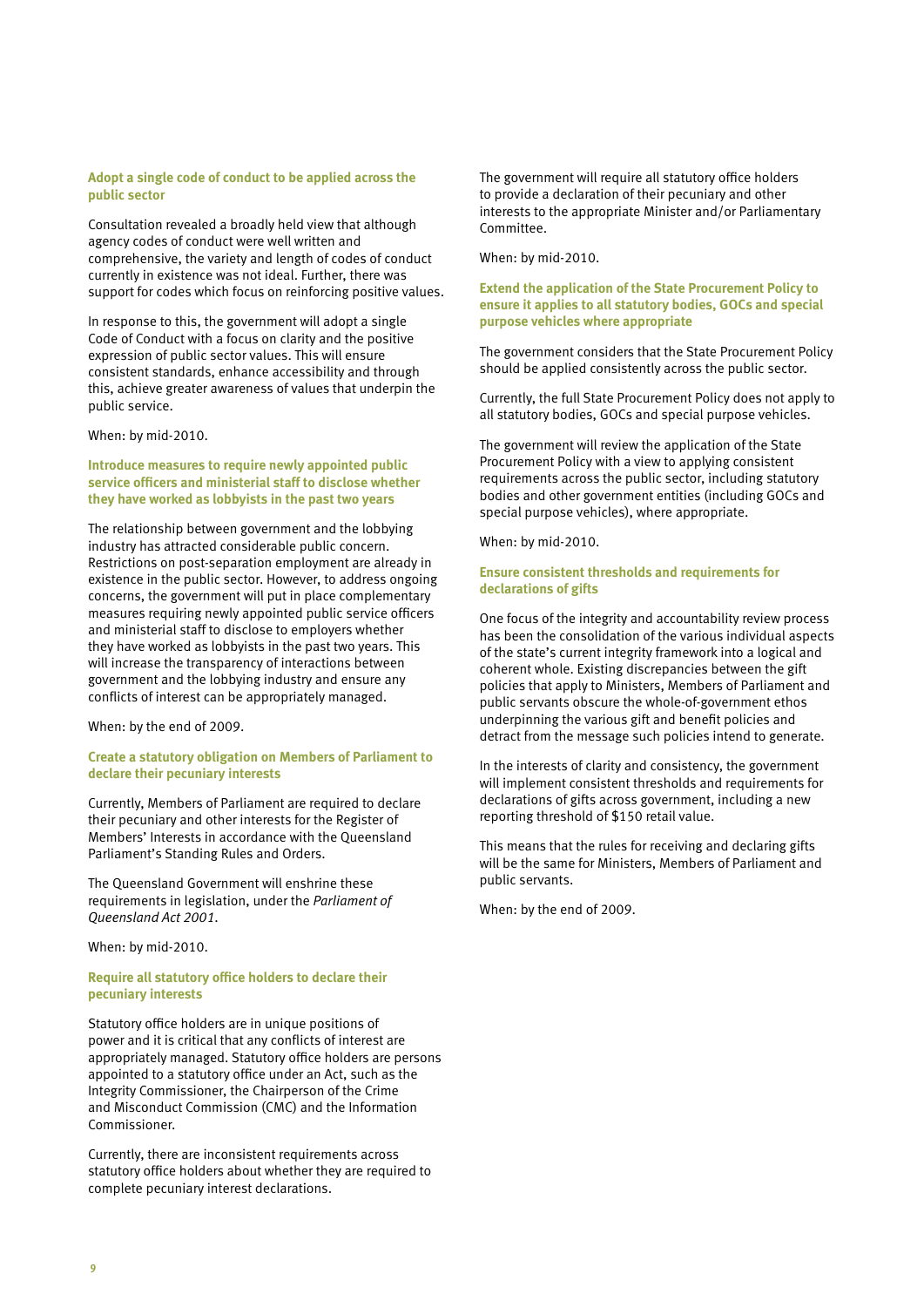### Adopt a single code of conduct to be applied across the public sector

Consultation revealed a broadly held view that although agency codes of conduct were well written and comprehensive, the variety and length of codes of conduct currently in existence was not ideal. Further, there was support for codes which focus on reinforcing positive values.

In response to this, the government will adopt a single Code of Conduct with a focus on clarity and the positive expression of public sector values. This will ensure consistent standards, enhance accessibility and through this, achieve greater awareness of values that underpin the public service.

When: by mid-2010.

### Introduce measures to require newly appointed public service officers and ministerial staff to disclose whether they have worked as lobbyists in the past two years

The relationship between government and the lobbying industry has attracted considerable public concern. Restrictions on post-separation employment are already in existence in the public sector. However, to address ongoing concerns, the government will put in place complementary measures requiring newly appointed public service officers and ministerial staff to disclose to employers whether they have worked as lobbyists in the past two years. This will increase the transparency of interactions between government and the lobbying industry and ensure any conflicts of interest can be appropriately managed.

When: by the end of 2009.

### Create a statutory obligation on Members of Parliament to declare their pecuniary interests

Currently, Members of Parliament are required to declare their pecuniary and other interests for the Register of Members' Interests in accordance with the Queensland Parliament's Standing Rules and Orders.

The Queensland Government will enshrine these requirements in legislation, under the *Parliament of Queensland Act 2001*.

When: by mid-2010.

### Require all statutory office holders to declare their pecuniary interests

Statutory office holders are in unique positions of power and it is critical that any conflicts of interest are appropriately managed. Statutory office holders are persons appointed to a statutory office under an Act, such as the Integrity Commissioner, the Chairperson of the Crime and Misconduct Commission (CMC) and the Information Commissioner.

Currently, there are inconsistent requirements across statutory office holders about whether they are required to complete pecuniary interest declarations.

The government will require all statutory office holders to provide a declaration of their pecuniary and other interests to the appropriate Minister and/or Parliamentary Committee.

When: by mid-2010.

### Extend the application of the State Procurement Policy to ensure it applies to all statutory bodies, GOCs and special purpose vehicles where appropriate

The government considers that the State Procurement Policy should be applied consistently across the public sector.

Currently, the full State Procurement Policy does not apply to all statutory bodies, GOCs and special purpose vehicles.

The government will review the application of the State Procurement Policy with a view to applying consistent requirements across the public sector, including statutory bodies and other government entities (including GOCs and special purpose vehicles), where appropriate.

When: by mid-2010.

### Ensure consistent thresholds and requirements for declarations of gifts

One focus of the integrity and accountability review process has been the consolidation of the various individual aspects of the state's current integrity framework into a logical and coherent whole. Existing discrepancies between the gift policies that apply to Ministers, Members of Parliament and public servants obscure the whole-of-government ethos underpinning the various gift and benefit policies and detract from the message such policies intend to generate.

In the interests of clarity and consistency, the government will implement consistent thresholds and requirements for declarations of gifts across government, including a new reporting threshold of $150 retail value.

This means that the rules for receiving and declaring gifts will be the same for Ministers, Members of Parliament and public servants.

When: by the end of 2009.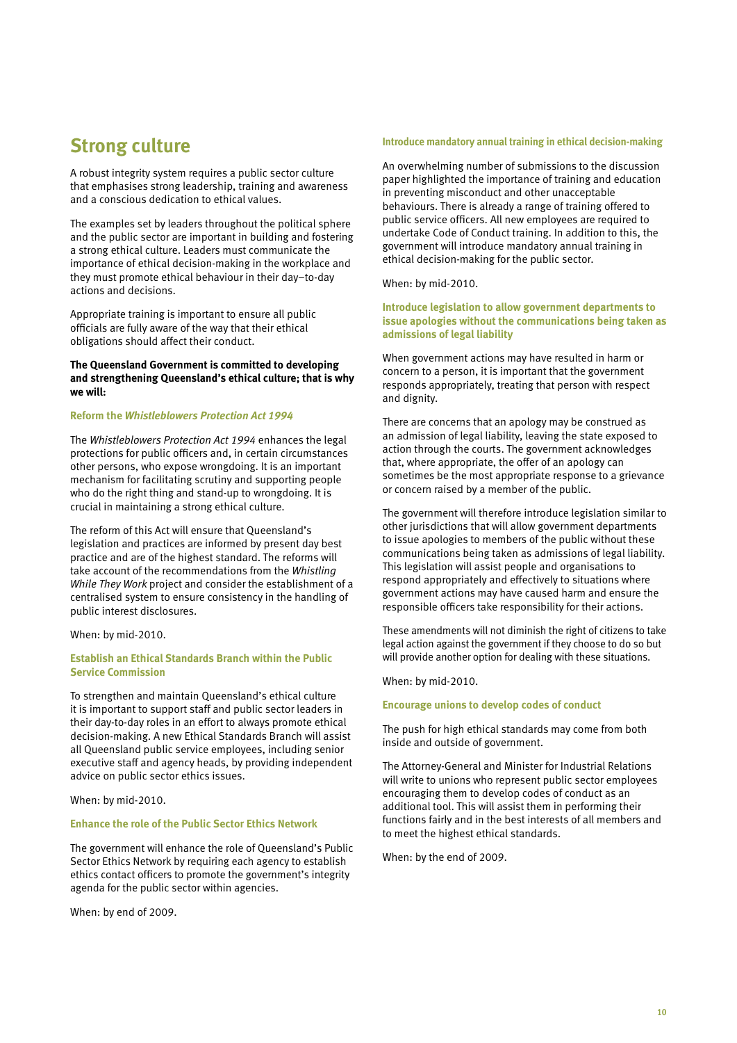## Strong culture

A robust integrity system requires a public sector culture that emphasises strong leadership, training and awareness and a conscious dedication to ethical values.

The examples set by leaders throughout the political sphere and the public sector are important in building and fostering a strong ethical culture. Leaders must communicate the importance of ethical decision-making in the workplace and they must promote ethical behaviour in their day–to-day actions and decisions.

Appropriate training is important to ensure all public officials are fully aware of the way that their ethical obligations should affect their conduct.

**The Queensland Government is committed to developing and strengthening Queensland's ethical culture; that is why we will:**

### Reform the *Whistleblowers Protection Act 1994*

The *Whistleblowers Protection Act 1994* enhances the legal protections for public officers and, in certain circumstances other persons, who expose wrongdoing. It is an important mechanism for facilitating scrutiny and supporting people who do the right thing and stand-up to wrongdoing. It is crucial in maintaining a strong ethical culture.

The reform of this Act will ensure that Queensland's legislation and practices are informed by present day best practice and are of the highest standard. The reforms will take account of the recommendations from the *Whistling While They Work* project and consider the establishment of a centralised system to ensure consistency in the handling of public interest disclosures.

When: by mid-2010.

### Establish an Ethical Standards Branch within the Public Service Commission

To strengthen and maintain Queensland's ethical culture it is important to support staff and public sector leaders in their day-to-day roles in an effort to always promote ethical decision-making. A new Ethical Standards Branch will assist all Queensland public service employees, including senior executive staff and agency heads, by providing independent advice on public sector ethics issues.

When: by mid-2010.

### Enhance the role of the Public Sector Ethics Network

The government will enhance the role of Queensland's Public Sector Ethics Network by requiring each agency to establish ethics contact officers to promote the government's integrity agenda for the public sector within agencies.

When: by end of 2009.

### Introduce mandatory annual training in ethical decision-making

An overwhelming number of submissions to the discussion paper highlighted the importance of training and education in preventing misconduct and other unacceptable behaviours. There is already a range of training offered to public service officers. All new employees are required to undertake Code of Conduct training. In addition to this, the government will introduce mandatory annual training in ethical decision-making for the public sector.

When: by mid-2010.

### Introduce legislation to allow government departments to issue apologies without the communications being taken as admissions of legal liability

When government actions may have resulted in harm or concern to a person, it is important that the government responds appropriately, treating that person with respect and dignity.

There are concerns that an apology may be construed as an admission of legal liability, leaving the state exposed to action through the courts. The government acknowledges that, where appropriate, the offer of an apology can sometimes be the most appropriate response to a grievance or concern raised by a member of the public.

The government will therefore introduce legislation similar to other jurisdictions that will allow government departments to issue apologies to members of the public without these communications being taken as admissions of legal liability. This legislation will assist people and organisations to respond appropriately and effectively to situations where government actions may have caused harm and ensure the responsible officers take responsibility for their actions.

These amendments will not diminish the right of citizens to take legal action against the government if they choose to do so but will provide another option for dealing with these situations.

When: by mid-2010.

### Encourage unions to develop codes of conduct

The push for high ethical standards may come from both inside and outside of government.

The Attorney-General and Minister for Industrial Relations will write to unions who represent public sector employees encouraging them to develop codes of conduct as an additional tool. This will assist them in performing their functions fairly and in the best interests of all members and to meet the highest ethical standards.

When: by the end of 2009.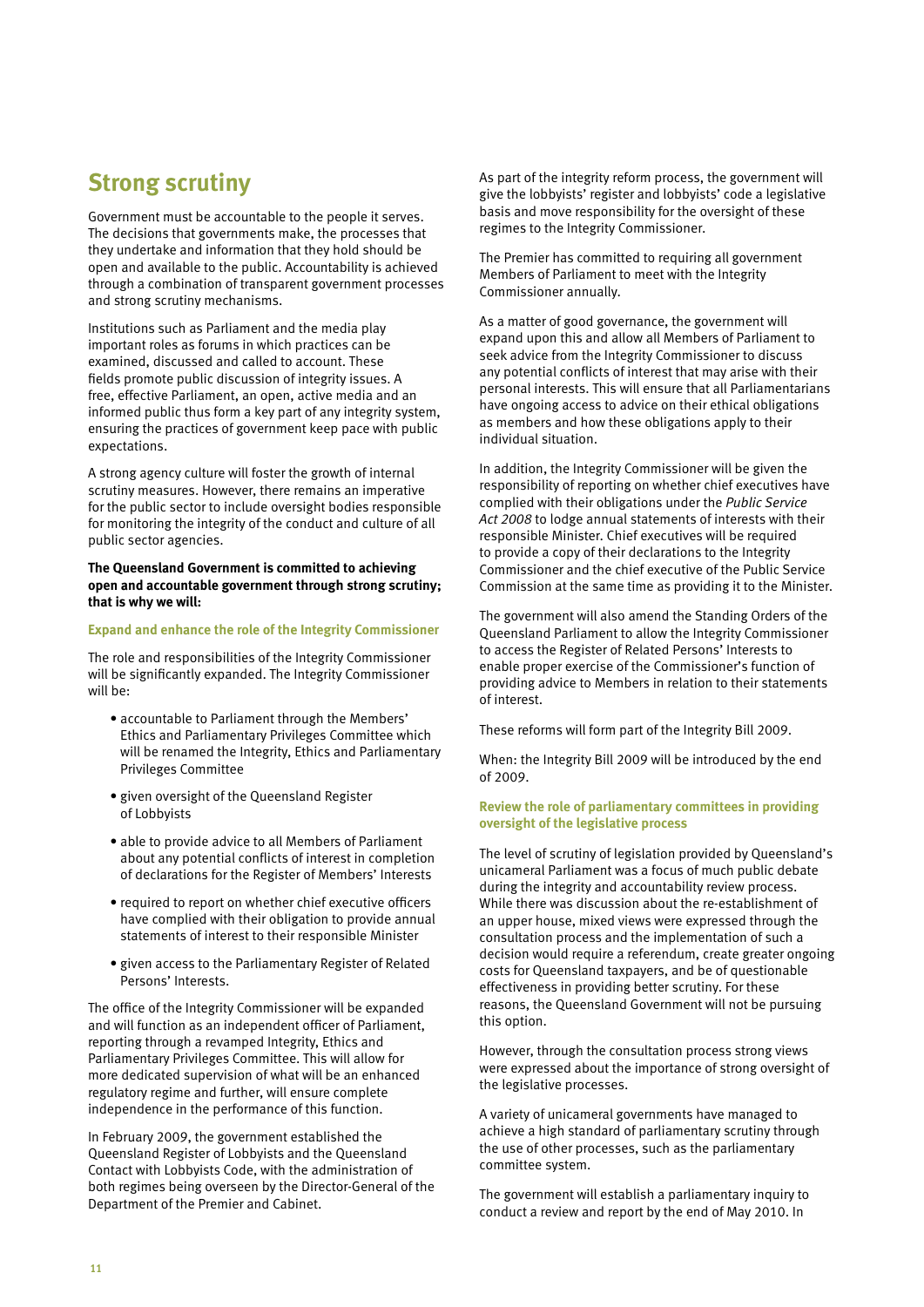## Strong scrutiny

Government must be accountable to the people it serves. The decisions that governments make, the processes that they undertake and information that they hold should be open and available to the public. Accountability is achieved through a combination of transparent government processes and strong scrutiny mechanisms.

Institutions such as Parliament and the media play important roles as forums in which practices can be examined, discussed and called to account. These fields promote public discussion of integrity issues. A free, effective Parliament, an open, active media and an informed public thus form a key part of any integrity system, ensuring the practices of government keep pace with public expectations.

A strong agency culture will foster the growth of internal scrutiny measures. However, there remains an imperative for the public sector to include oversight bodies responsible for monitoring the integrity of the conduct and culture of all public sector agencies.

**The Queensland Government is committed to achieving open and accountable government through strong scrutiny; that is why we will:**

### Expand and enhance the role of the Integrity Commissioner

The role and responsibilities of the Integrity Commissioner will be significantly expanded. The Integrity Commissioner will be:

- accountable to Parliament through the Members' Ethics and Parliamentary Privileges Committee which will be renamed the Integrity, Ethics and Parliamentary Privileges Committee
- given oversight of the Queensland Register of Lobbyists
- able to provide advice to all Members of Parliament about any potential conflicts of interest in completion of declarations for the Register of Members' Interests
- required to report on whether chief executive officers have complied with their obligation to provide annual statements of interest to their responsible Minister
- given access to the Parliamentary Register of Related Persons' Interests.

The office of the Integrity Commissioner will be expanded and will function as an independent officer of Parliament, reporting through a revamped Integrity, Ethics and Parliamentary Privileges Committee. This will allow for more dedicated supervision of what will be an enhanced regulatory regime and further, will ensure complete independence in the performance of this function.

In February 2009, the government established the Queensland Register of Lobbyists and the Queensland Contact with Lobbyists Code, with the administration of both regimes being overseen by the Director-General of the Department of the Premier and Cabinet.

As part of the integrity reform process, the government will give the lobbyists' register and lobbyists' code a legislative basis and move responsibility for the oversight of these regimes to the Integrity Commissioner.

The Premier has committed to requiring all government Members of Parliament to meet with the Integrity Commissioner annually.

As a matter of good governance, the government will expand upon this and allow all Members of Parliament to seek advice from the Integrity Commissioner to discuss any potential conflicts of interest that may arise with their personal interests. This will ensure that all Parliamentarians have ongoing access to advice on their ethical obligations as members and how these obligations apply to their individual situation.

In addition, the Integrity Commissioner will be given the responsibility of reporting on whether chief executives have complied with their obligations under the *Public Service Act 2008* to lodge annual statements of interests with their responsible Minister. Chief executives will be required to provide a copy of their declarations to the Integrity Commissioner and the chief executive of the Public Service Commission at the same time as providing it to the Minister.

The government will also amend the Standing Orders of the Queensland Parliament to allow the Integrity Commissioner to access the Register of Related Persons' Interests to enable proper exercise of the Commissioner's function of providing advice to Members in relation to their statements of interest.

These reforms will form part of the Integrity Bill 2009.

When: the Integrity Bill 2009 will be introduced by the end of 2009.

### Review the role of parliamentary committees in providing oversight of the legislative process

The level of scrutiny of legislation provided by Queensland's unicameral Parliament was a focus of much public debate during the integrity and accountability review process. While there was discussion about the re-establishment of an upper house, mixed views were expressed through the consultation process and the implementation of such a decision would require a referendum, create greater ongoing costs for Queensland taxpayers, and be of questionable effectiveness in providing better scrutiny. For these reasons, the Queensland Government will not be pursuing this option.

However, through the consultation process strong views were expressed about the importance of strong oversight of the legislative processes.

A variety of unicameral governments have managed to achieve a high standard of parliamentary scrutiny through the use of other processes, such as the parliamentary committee system.

The government will establish a parliamentary inquiry to conduct a review and report by the end of May 2010. In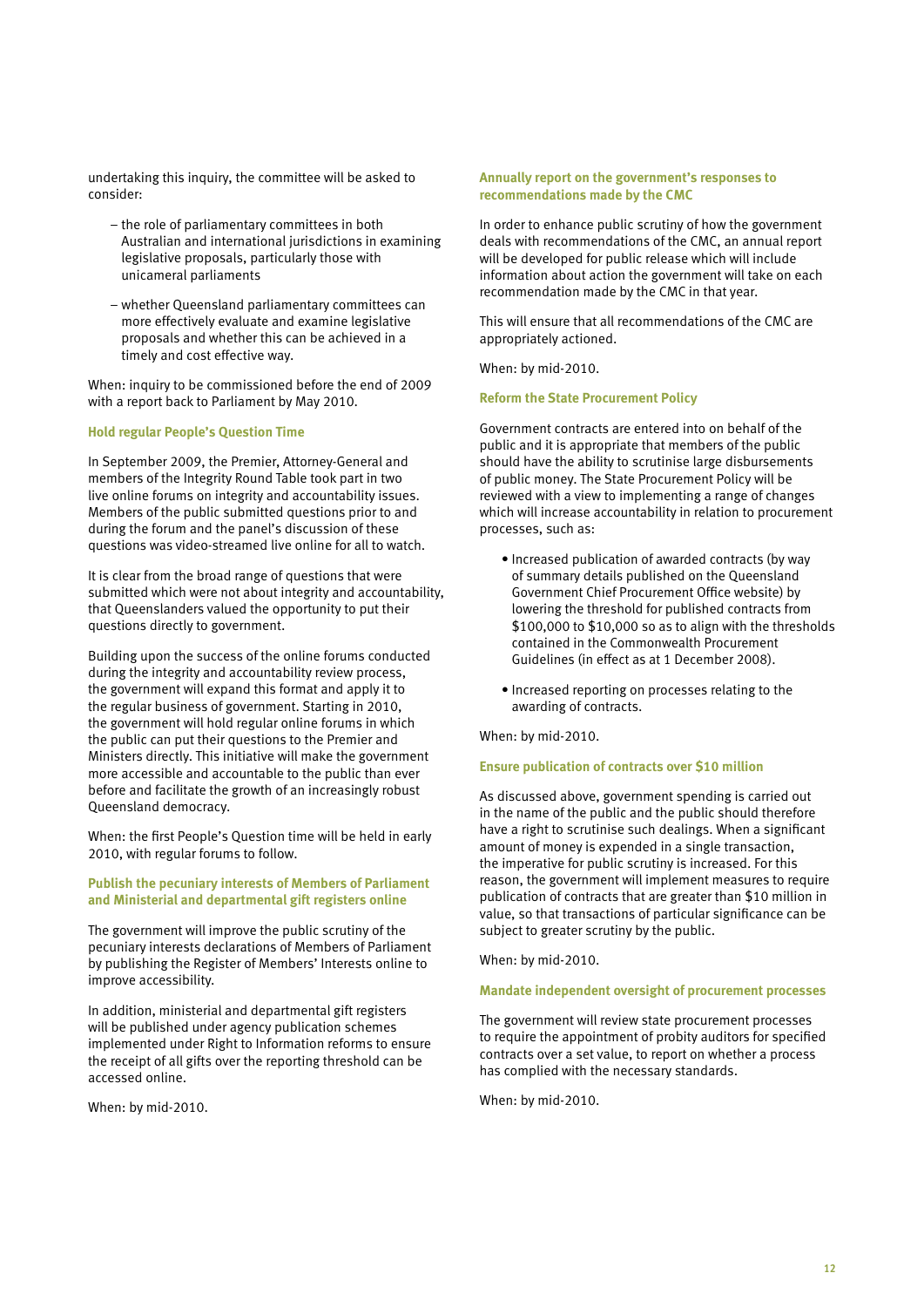undertaking this inquiry, the committee will be asked to consider:

- the role of parliamentary committees in both Australian and international jurisdictions in examining legislative proposals, particularly those with unicameral parliaments
- whether Queensland parliamentary committees can more effectively evaluate and examine legislative proposals and whether this can be achieved in a timely and cost effective way.

When: inquiry to be commissioned before the end of 2009 with a report back to Parliament by May 2010.

### Hold regular People's Question Time

In September 2009, the Premier, Attorney-General and members of the Integrity Round Table took part in two live online forums on integrity and accountability issues. Members of the public submitted questions prior to and during the forum and the panel's discussion of these questions was video-streamed live online for all to watch.

It is clear from the broad range of questions that were submitted which were not about integrity and accountability, that Queenslanders valued the opportunity to put their questions directly to government.

Building upon the success of the online forums conducted during the integrity and accountability review process, the government will expand this format and apply it to the regular business of government. Starting in 2010, the government will hold regular online forums in which the public can put their questions to the Premier and Ministers directly. This initiative will make the government more accessible and accountable to the public than ever before and facilitate the growth of an increasingly robust Queensland democracy.

When: the first People's Question time will be held in early 2010, with regular forums to follow.

### Publish the pecuniary interests of Members of Parliament and Ministerial and departmental gift registers online

The government will improve the public scrutiny of the pecuniary interests declarations of Members of Parliament by publishing the Register of Members' Interests online to improve accessibility.

In addition, ministerial and departmental gift registers will be published under agency publication schemes implemented under Right to Information reforms to ensure the receipt of all gifts over the reporting threshold can be accessed online.

When: by mid-2010.

### Annually report on the government's responses to recommendations made by the CMC

In order to enhance public scrutiny of how the government deals with recommendations of the CMC, an annual report will be developed for public release which will include information about action the government will take on each recommendation made by the CMC in that year.

This will ensure that all recommendations of the CMC are appropriately actioned.

When: by mid-2010.

### Reform the State Procurement Policy

Government contracts are entered into on behalf of the public and it is appropriate that members of the public should have the ability to scrutinise large disbursements of public money. The State Procurement Policy will be reviewed with a view to implementing a range of changes which will increase accountability in relation to procurement processes, such as:

- Increased publication of awarded contracts (by way of summary details published on the Queensland Government Chief Procurement Office website) by lowering the threshold for published contracts from $100,000 to $10,000 so as to align with the thresholds contained in the Commonwealth Procurement Guidelines (in effect as at 1 December 2008).
- Increased reporting on processes relating to the awarding of contracts.

When: by mid-2010.

### Ensure publication of contracts over $10 million

As discussed above, government spending is carried out in the name of the public and the public should therefore have a right to scrutinise such dealings. When a significant amount of money is expended in a single transaction, the imperative for public scrutiny is increased. For this reason, the government will implement measures to require publication of contracts that are greater than $10 million in value, so that transactions of particular significance can be subject to greater scrutiny by the public.

When: by mid-2010.

### Mandate independent oversight of procurement processes

The government will review state procurement processes to require the appointment of probity auditors for specified contracts over a set value, to report on whether a process has complied with the necessary standards.

When: by mid-2010.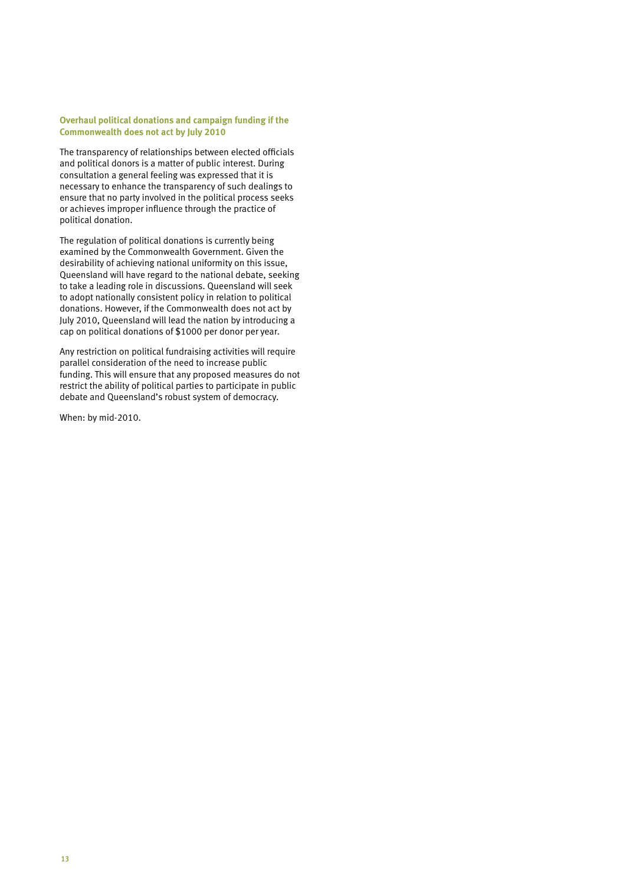### Overhaul political donations and campaign funding if the Commonwealth does not act by July 2010

The transparency of relationships between elected officials and political donors is a matter of public interest. During consultation a general feeling was expressed that it is necessary to enhance the transparency of such dealings to ensure that no party involved in the political process seeks or achieves improper influence through the practice of political donation.

The regulation of political donations is currently being examined by the Commonwealth Government. Given the desirability of achieving national uniformity on this issue, Queensland will have regard to the national debate, seeking to take a leading role in discussions. Queensland will seek to adopt nationally consistent policy in relation to political donations. However, if the Commonwealth does not act by July 2010, Queensland will lead the nation by introducing a cap on political donations of $1000 per donor per year.

Any restriction on political fundraising activities will require parallel consideration of the need to increase public funding. This will ensure that any proposed measures do not restrict the ability of political parties to participate in public debate and Queensland's robust system of democracy.

When: by mid-2010.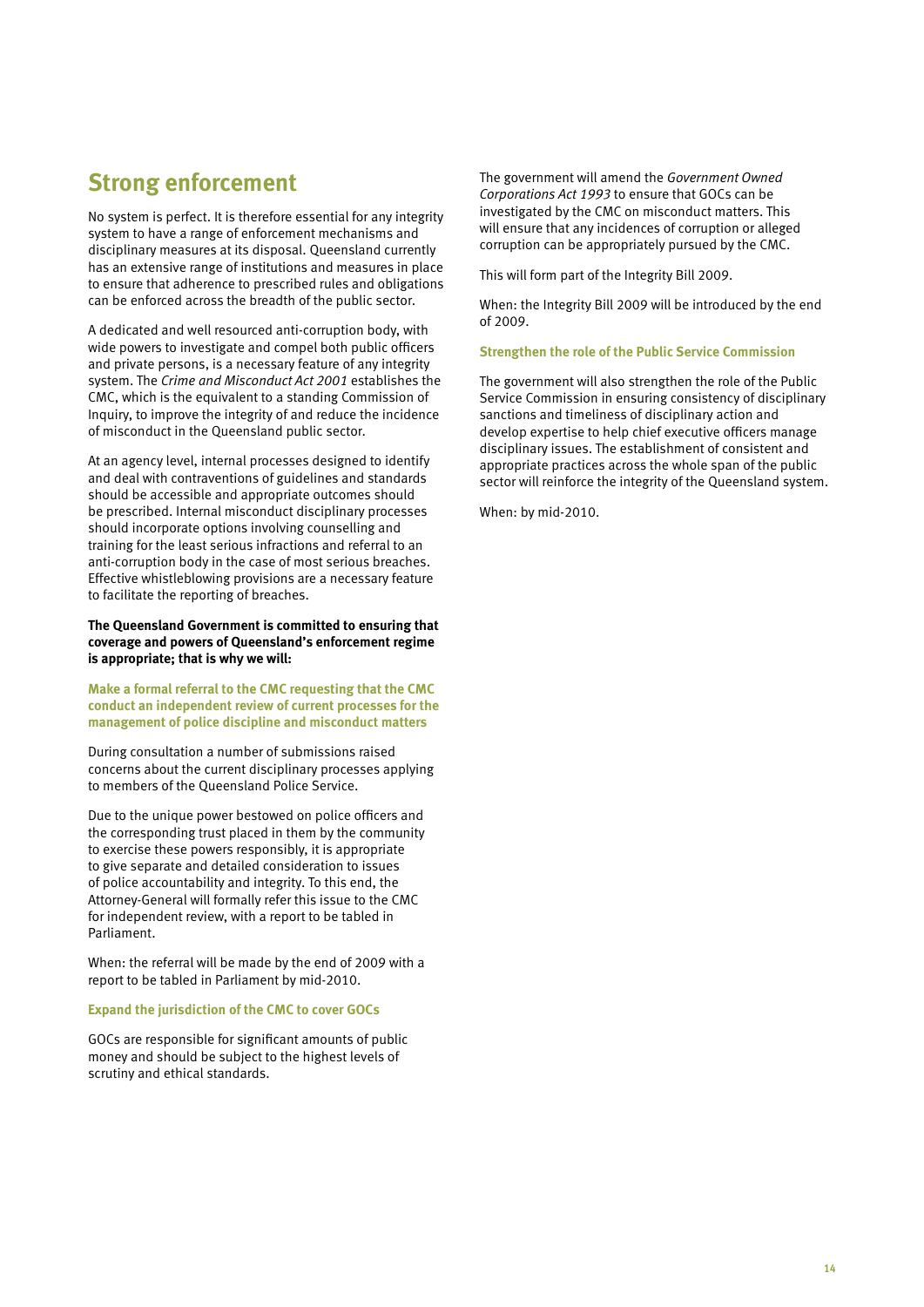## Strong enforcement

No system is perfect. It is therefore essential for any integrity system to have a range of enforcement mechanisms and disciplinary measures at its disposal. Queensland currently has an extensive range of institutions and measures in place to ensure that adherence to prescribed rules and obligations can be enforced across the breadth of the public sector.

A dedicated and well resourced anti-corruption body, with wide powers to investigate and compel both public officers and private persons, is a necessary feature of any integrity system. The *Crime and Misconduct Act 2001* establishes the CMC, which is the equivalent to a standing Commission of Inquiry, to improve the integrity of and reduce the incidence of misconduct in the Queensland public sector.

At an agency level, internal processes designed to identify and deal with contraventions of guidelines and standards should be accessible and appropriate outcomes should be prescribed. Internal misconduct disciplinary processes should incorporate options involving counselling and training for the least serious infractions and referral to an anti-corruption body in the case of most serious breaches. Effective whistleblowing provisions are a necessary feature to facilitate the reporting of breaches.

**The Queensland Government is committed to ensuring that coverage and powers of Queensland's enforcement regime is appropriate; that is why we will:**

### Make a formal referral to the CMC requesting that the CMC conduct an independent review of current processes for the management of police discipline and misconduct matters

During consultation a number of submissions raised concerns about the current disciplinary processes applying to members of the Queensland Police Service.

Due to the unique power bestowed on police officers and the corresponding trust placed in them by the community to exercise these powers responsibly, it is appropriate to give separate and detailed consideration to issues of police accountability and integrity. To this end, the Attorney-General will formally refer this issue to the CMC for independent review, with a report to be tabled in Parliament.

When: the referral will be made by the end of 2009 with a report to be tabled in Parliament by mid-2010.

### Expand the jurisdiction of the CMC to cover GOCs

GOCs are responsible for significant amounts of public money and should be subject to the highest levels of scrutiny and ethical standards.

The government will amend the *Government Owned Corporations Act 1993* to ensure that GOCs can be investigated by the CMC on misconduct matters. This will ensure that any incidences of corruption or alleged corruption can be appropriately pursued by the CMC.

This will form part of the Integrity Bill 2009.

When: the Integrity Bill 2009 will be introduced by the end of 2009.

### Strengthen the role of the Public Service Commission

The government will also strengthen the role of the Public Service Commission in ensuring consistency of disciplinary sanctions and timeliness of disciplinary action and develop expertise to help chief executive officers manage disciplinary issues. The establishment of consistent and appropriate practices across the whole span of the public sector will reinforce the integrity of the Queensland system.

When: by mid-2010.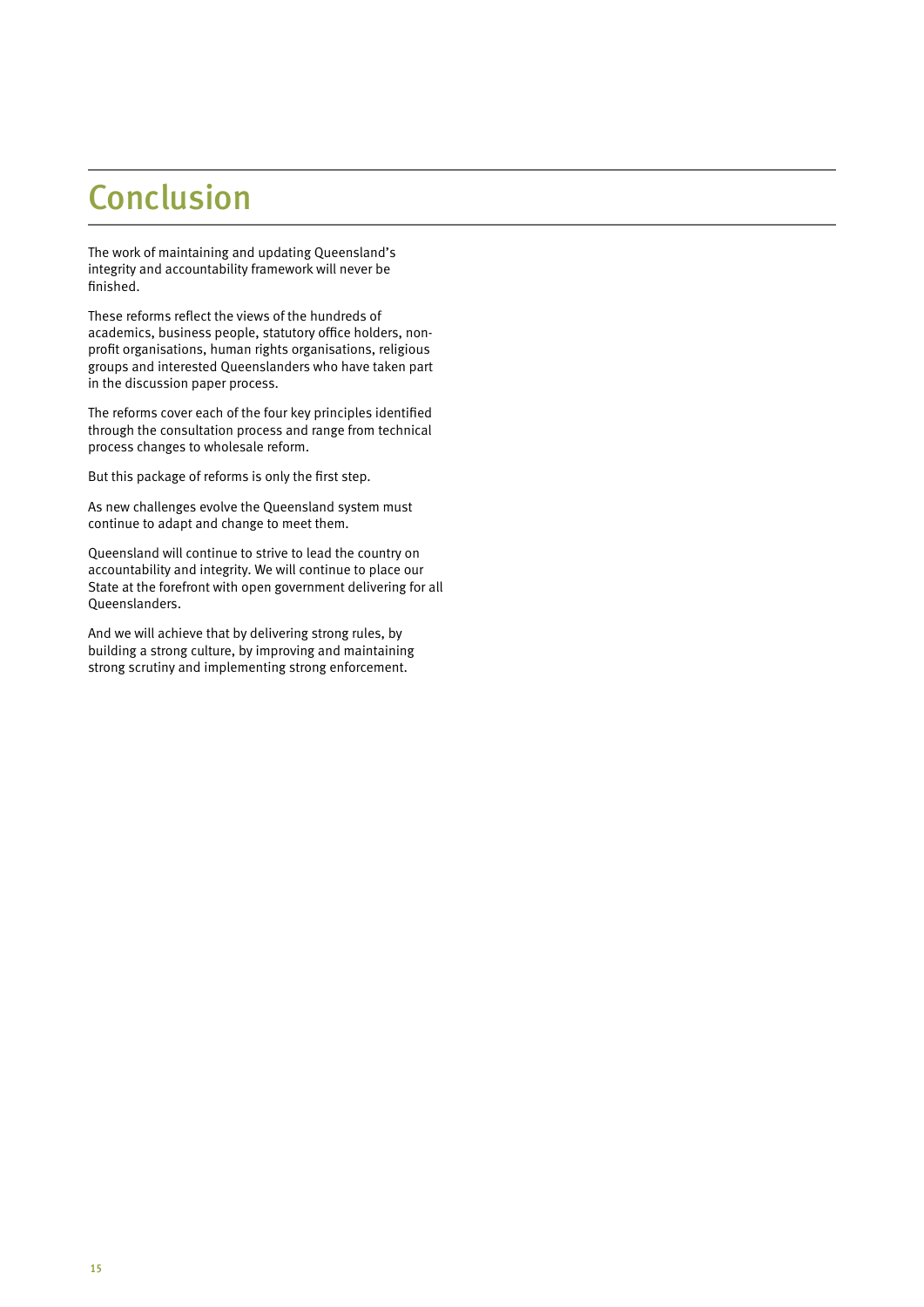# Conclusion

The work of maintaining and updating Queensland's integrity and accountability framework will never be finished.

These reforms reflect the views of the hundreds of academics, business people, statutory office holders, non-profit organisations, human rights organisations, religious groups and interested Queenslanders who have taken part in the discussion paper process.

The reforms cover each of the four key principles identified through the consultation process and range from technical process changes to wholesale reform.

But this package of reforms is only the first step.

As new challenges evolve the Queensland system must continue to adapt and change to meet them.

Queensland will continue to strive to lead the country on accountability and integrity. We will continue to place our State at the forefront with open government delivering for all Queenslanders.

And we will achieve that by delivering strong rules, by building a strong culture, by improving and maintaining strong scrutiny and implementing strong enforcement.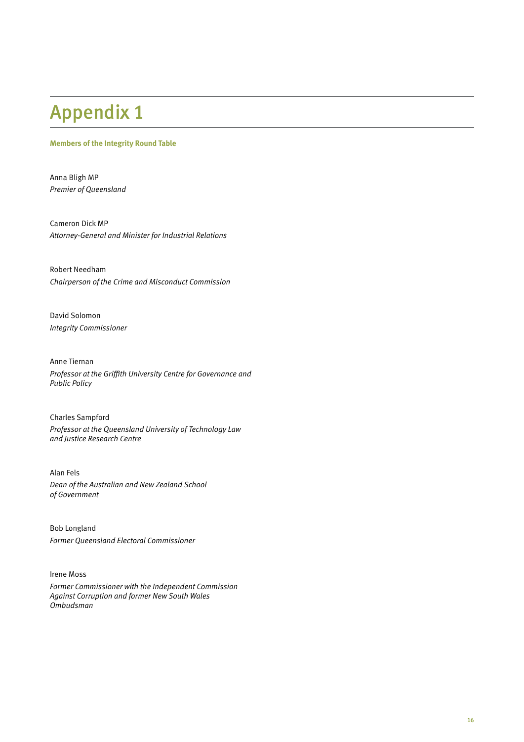# Appendix 1

**Members of the Integrity Round Table**

Anna Bligh MP
*Premier of Queensland*

Cameron Dick MP
*Attorney-General and Minister for Industrial Relations*

Robert Needham
*Chairperson of the Crime and Misconduct Commission*

David Solomon
*Integrity Commissioner*

Anne Tiernan
*Professor at the Griffith University Centre for Governance and Public Policy*

Charles Sampford
*Professor at the Queensland University of Technology Law and Justice Research Centre*

Alan Fels
*Dean of the Australian and New Zealand School of Government*

Bob Longland
*Former Queensland Electoral Commissioner*

Irene Moss
*Former Commissioner with the Independent Commission Against Corruption and former New South Wales Ombudsman*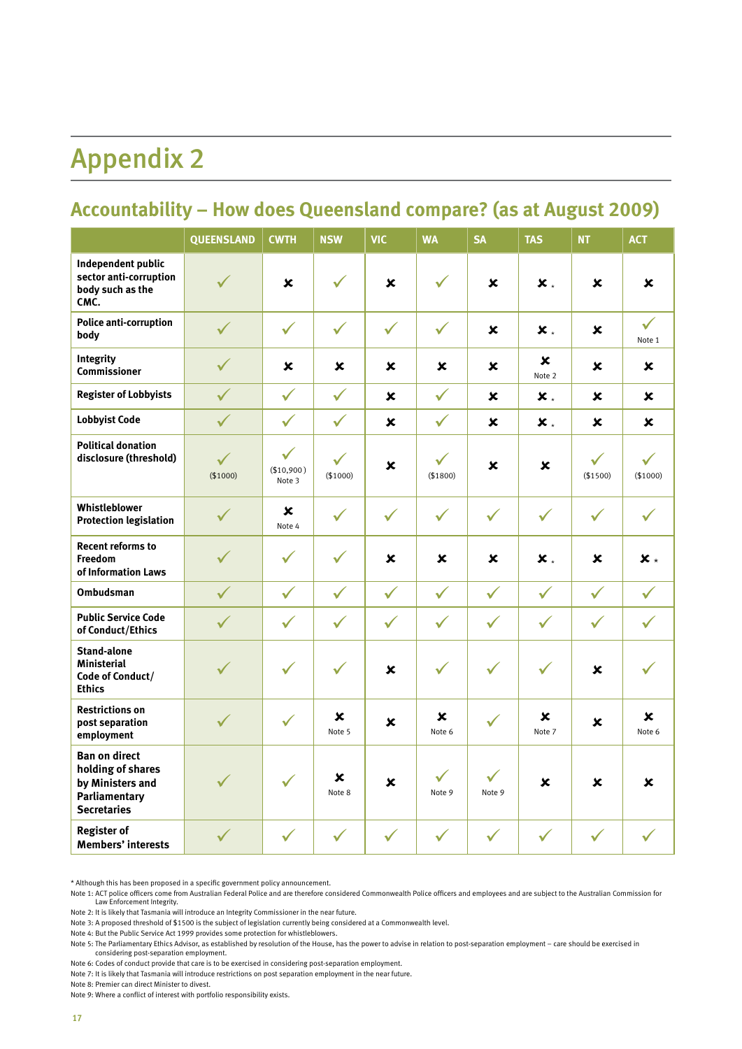# Appendix 2

## Accountability – How does Queensland compare? (as at August 2009)

| | QUEENSLAND | CWTH | NSW | VIC | WA | SA | TAS | NT | ACT |
|---|---|---|---|---|---|---|---|---|---|
| **Independent public sector anti-corruption body such as the CMC.** | ✓ | ✗ | ✓ | ✗ | ✓ | ✗ | ✗ * | ✗ | ✗ |
| **Police anti-corruption body** | ✓ | ✓ | ✓ | ✓ | ✓ | ✗ | ✗ * | ✗ | ✓ Note 1 |
| **Integrity Commissioner** | ✓ | ✗ | ✗ | ✗ | ✗ | ✗ | ✗ Note 2 | ✗ | ✗ |
| **Register of Lobbyists** | ✓ | ✓ | ✓ | ✗ | ✓ | ✗ | ✗ * | ✗ | ✗ |
| **Lobbyist Code** | ✓ | ✓ | ✓ | ✗ | ✓ | ✗ | ✗ * | ✗ | ✗ |
| **Political donation disclosure (threshold)** | ✓ ($1000) | ✓ ($10,900) Note 3 | ✓ ($1000) | ✗ | ✓ ($1800) | ✗ | ✗ | ✓ ($1500) | ✓ ($1000) |
| **Whistleblower Protection legislation** | ✓ | ✗ Note 4 | ✓ | ✓ | ✓ | ✓ | ✓ | ✓ | ✓ |
| **Recent reforms to Freedom of Information Laws** | ✓ | ✓ | ✓ | ✗ | ✗ | ✗ | ✗ * | ✗ | ✗ * |
| **Ombudsman** | ✓ | ✓ | ✓ | ✓ | ✓ | ✓ | ✓ | ✓ | ✓ |
| **Public Service Code of Conduct/Ethics** | ✓ | ✓ | ✓ | ✓ | ✓ | ✓ | ✓ | ✓ | ✓ |
| **Stand-alone Ministerial Code of Conduct/ Ethics** | ✓ | ✓ | ✓ | ✗ | ✓ | ✓ | ✓ | ✗ | ✓ |
| **Restrictions on post separation employment** | ✓ | ✓ | ✗ Note 5 | ✗ | ✗ Note 6 | ✓ | ✗ Note 7 | ✗ | ✗ Note 6 |
| **Ban on direct holding of shares by Ministers and Parliamentary Secretaries** | ✓ | ✓ | ✗ Note 8 | ✗ | ✓ Note 9 | ✓ Note 9 | ✗ | ✗ | ✗ |
| **Register of Members' interests** | ✓ | ✓ | ✓ | ✓ | ✓ | ✓ | ✓ | ✓ | ✓ |

* Although this has been proposed in a specific government policy announcement.

Note 1: ACT police officers come from Australian Federal Police and are therefore considered Commonwealth Police officers and employees and are subject to the Australian Commission for Law Enforcement Integrity.

Note 2: It is likely that Tasmania will introduce an Integrity Commissioner in the near future.

Note 3: A proposed threshold of $1500 is the subject of legislation currently being considered at a Commonwealth level.

Note 4: But the Public Service Act 1999 provides some protection for whistleblowers.

Note 5: The Parliamentary Ethics Advisor, as established by resolution of the House, has the power to advise in relation to post-separation employment – care should be exercised in considering post-separation employment.

Note 6: Codes of conduct provide that care is to be exercised in considering post-separation employment.

Note 7: It is likely that Tasmania will introduce restrictions on post separation employment in the near future.

Note 8: Premier can direct Minister to divest.

Note 9: Where a conflict of interest with portfolio responsibility exists.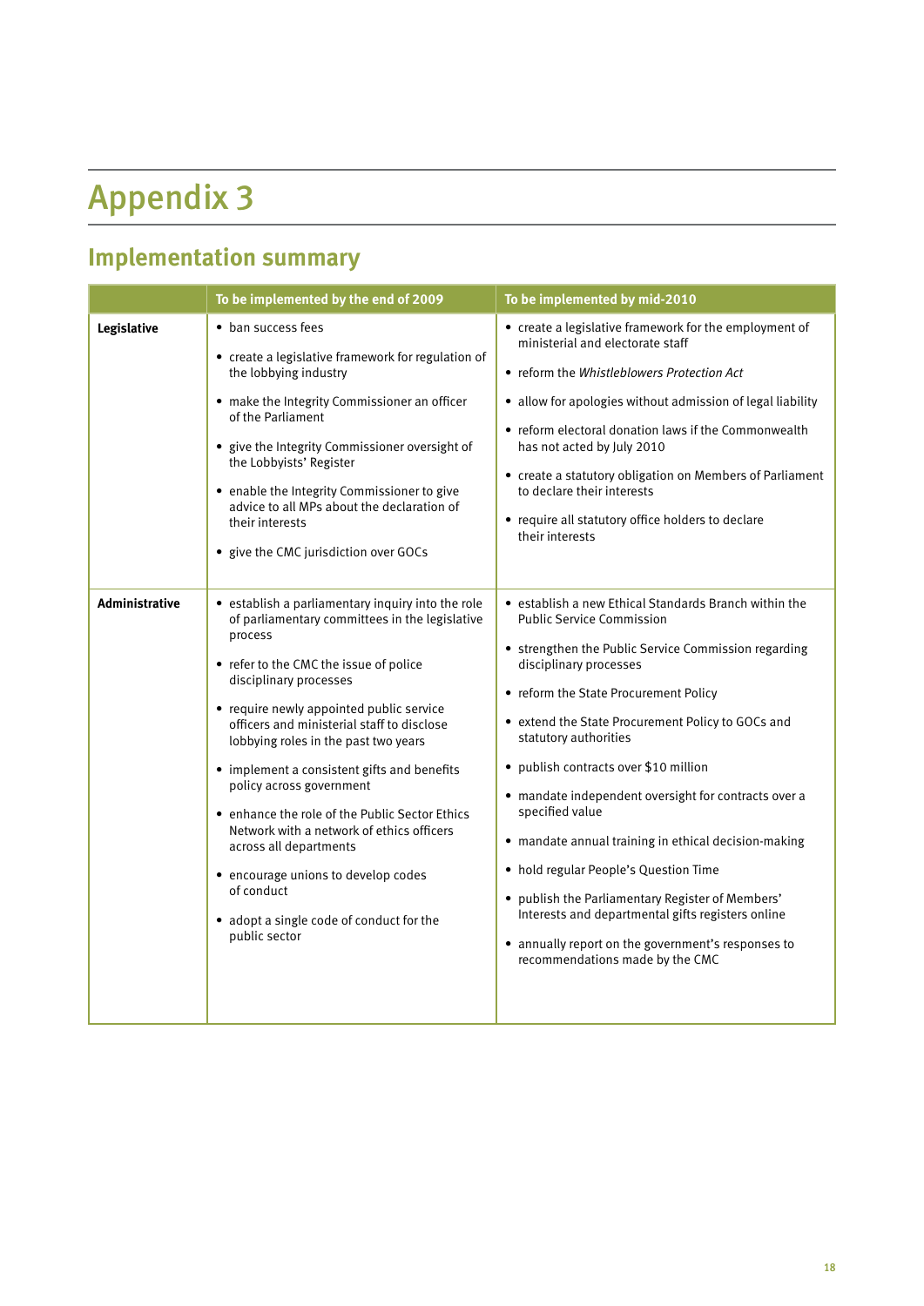# Appendix 3

## Implementation summary

| | To be implemented by the end of 2009 | To be implemented by mid-2010 |
|---|---|---|
| **Legislative** | • ban success fees<br>• create a legislative framework for regulation of the lobbying industry<br>• make the Integrity Commissioner an officer of the Parliament<br>• give the Integrity Commissioner oversight of the Lobbyists' Register<br>• enable the Integrity Commissioner to give advice to all MPs about the declaration of their interests<br>• give the CMC jurisdiction over GOCs | • create a legislative framework for the employment of ministerial and electorate staff<br>• reform the *Whistleblowers Protection Act*<br>• allow for apologies without admission of legal liability<br>• reform electoral donation laws if the Commonwealth has not acted by July 2010<br>• create a statutory obligation on Members of Parliament to declare their interests<br>• require all statutory office holders to declare their interests |
| **Administrative** | • establish a parliamentary inquiry into the role of parliamentary committees in the legislative process<br>• refer to the CMC the issue of police disciplinary processes<br>• require newly appointed public service officers and ministerial staff to disclose lobbying roles in the past two years<br>• implement a consistent gifts and benefits policy across government<br>• enhance the role of the Public Sector Ethics Network with a network of ethics officers across all departments<br>• encourage unions to develop codes of conduct<br>• adopt a single code of conduct for the public sector | • establish a new Ethical Standards Branch within the Public Service Commission<br>• strengthen the Public Service Commission regarding disciplinary processes<br>• reform the State Procurement Policy<br>• extend the State Procurement Policy to GOCs and statutory authorities<br>• publish contracts over $10 million<br>• mandate independent oversight for contracts over a specified value<br>• mandate annual training in ethical decision-making<br>• hold regular People's Question Time<br>• publish the Parliamentary Register of Members' Interests and departmental gifts registers online<br>• annually report on the government's responses to recommendations made by the CMC |